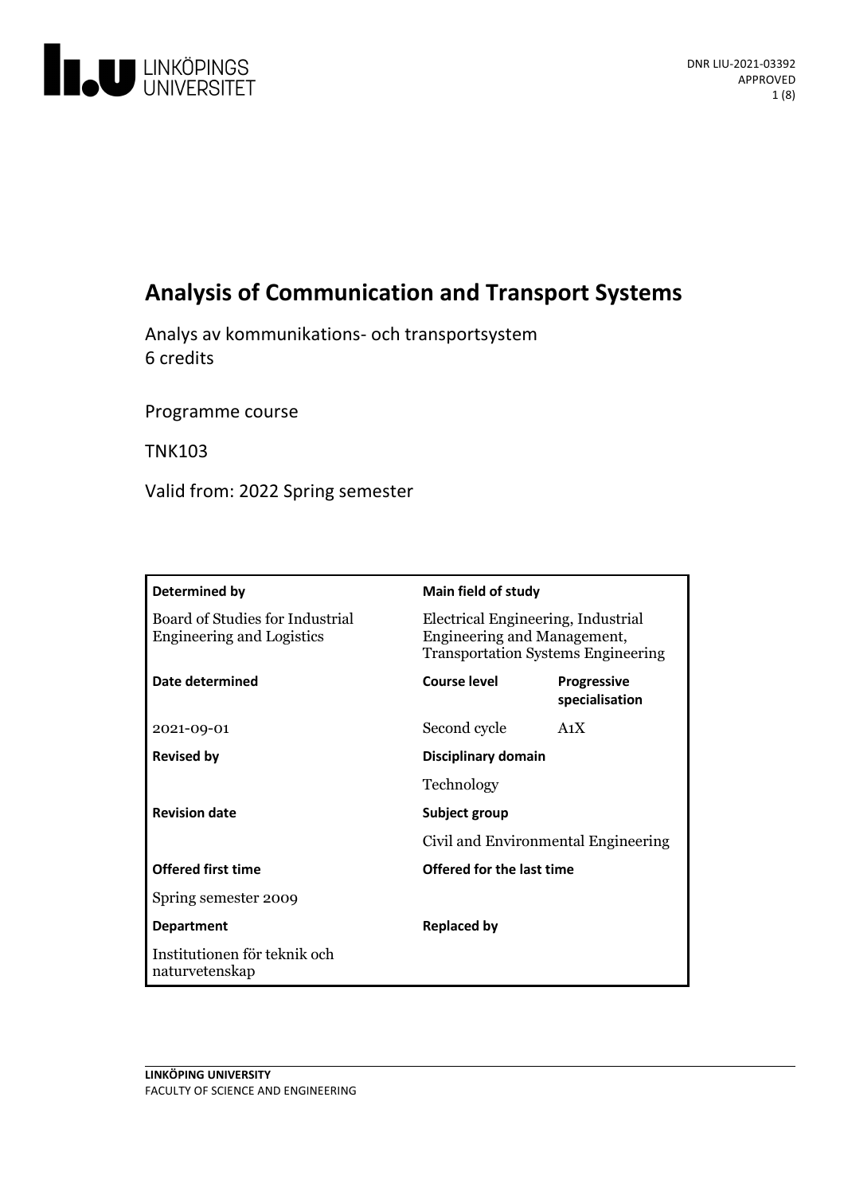DNR LIU-2021-03392
APPROVED

# Analysis of Communication and Transport Systems

Analys av kommunikations- och transportsystem
6 credits

Programme course

TNK103

Valid from: 2022 Spring semester

| **Determined by** | **Main field of study** | |
|---|---|---|
| Board of Studies for Industrial Engineering and Logistics | Electrical Engineering, Industrial Engineering and Management, Transportation Systems Engineering | |
| **Date determined** | **Course level** | **Progressive specialisation** |
| 2021-09-01 | Second cycle | A1X |
| **Revised by** | **Disciplinary domain** | |
| | Technology | |
| **Revision date** | **Subject group** | |
| | Civil and Environmental Engineering | |
| **Offered first time** | **Offered for the last time** | |
| Spring semester 2009 | | |
| **Department** | **Replaced by** | |
| Institutionen för teknik och naturvetenskap | | |

**LINKÖPING UNIVERSITY**
FACULTY OF SCIENCE AND ENGINEERING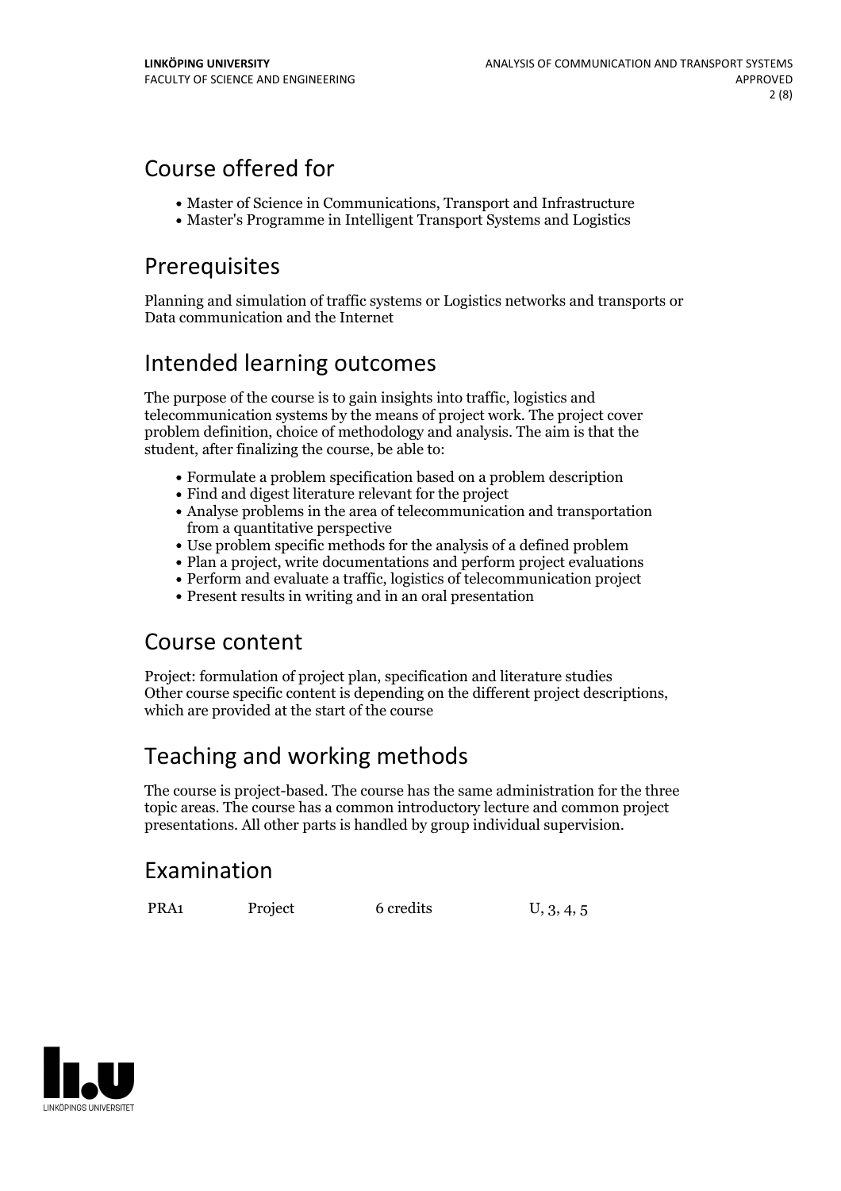## Course offered for

- Master of Science in Communications, Transport and Infrastructure
- Master's Programme in Intelligent Transport Systems and Logistics

## Prerequisites

Planning and simulation of traffic systems or Logistics networks and transports or Data communication and the Internet

## Intended learning outcomes

The purpose of the course is to gain insights into traffic, logistics and telecommunication systems by the means of project work. The project cover problem definition, choice of methodology and analysis. The aim is that the student, after finalizing the course, be able to:

- Formulate a problem specification based on a problem description
- Find and digest literature relevant for the project
- Analyse problems in the area of telecommunication and transportation from a quantitative perspective
- Use problem specific methods for the analysis of a defined problem
- Plan a project, write documentations and perform project evaluations
- Perform and evaluate a traffic, logistics of telecommunication project
- Present results in writing and in an oral presentation

## Course content

Project: formulation of project plan, specification and literature studies
Other course specific content is depending on the different project descriptions, which are provided at the start of the course

## Teaching and working methods

The course is project-based. The course has the same administration for the three topic areas. The course has a common introductory lecture and common project presentations. All other parts is handled by group individual supervision.

## Examination

| | | | |
|---|---|---|---|
| PRA1 | Project | 6 credits | U, 3, 4, 5 |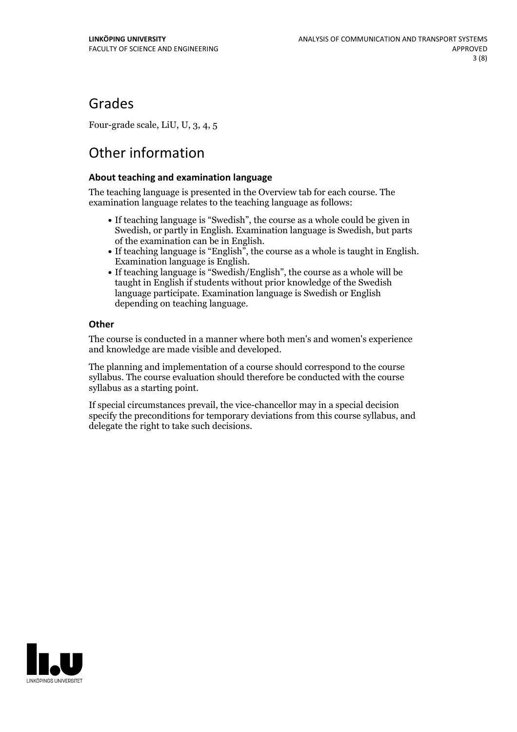## Grades

Four-grade scale, LiU, U, 3, 4, 5

## Other information

### About teaching and examination language

The teaching language is presented in the Overview tab for each course. The examination language relates to the teaching language as follows:

- If teaching language is "Swedish", the course as a whole could be given in Swedish, or partly in English. Examination language is Swedish, but parts of the examination can be in English.
- If teaching language is "English", the course as a whole is taught in English. Examination language is English.
- If teaching language is "Swedish/English", the course as a whole will be taught in English if students without prior knowledge of the Swedish language participate. Examination language is Swedish or English depending on teaching language.

### Other

The course is conducted in a manner where both men's and women's experience and knowledge are made visible and developed.

The planning and implementation of a course should correspond to the course syllabus. The course evaluation should therefore be conducted with the course syllabus as a starting point.

If special circumstances prevail, the vice-chancellor may in a special decision specify the preconditions for temporary deviations from this course syllabus, and delegate the right to take such decisions.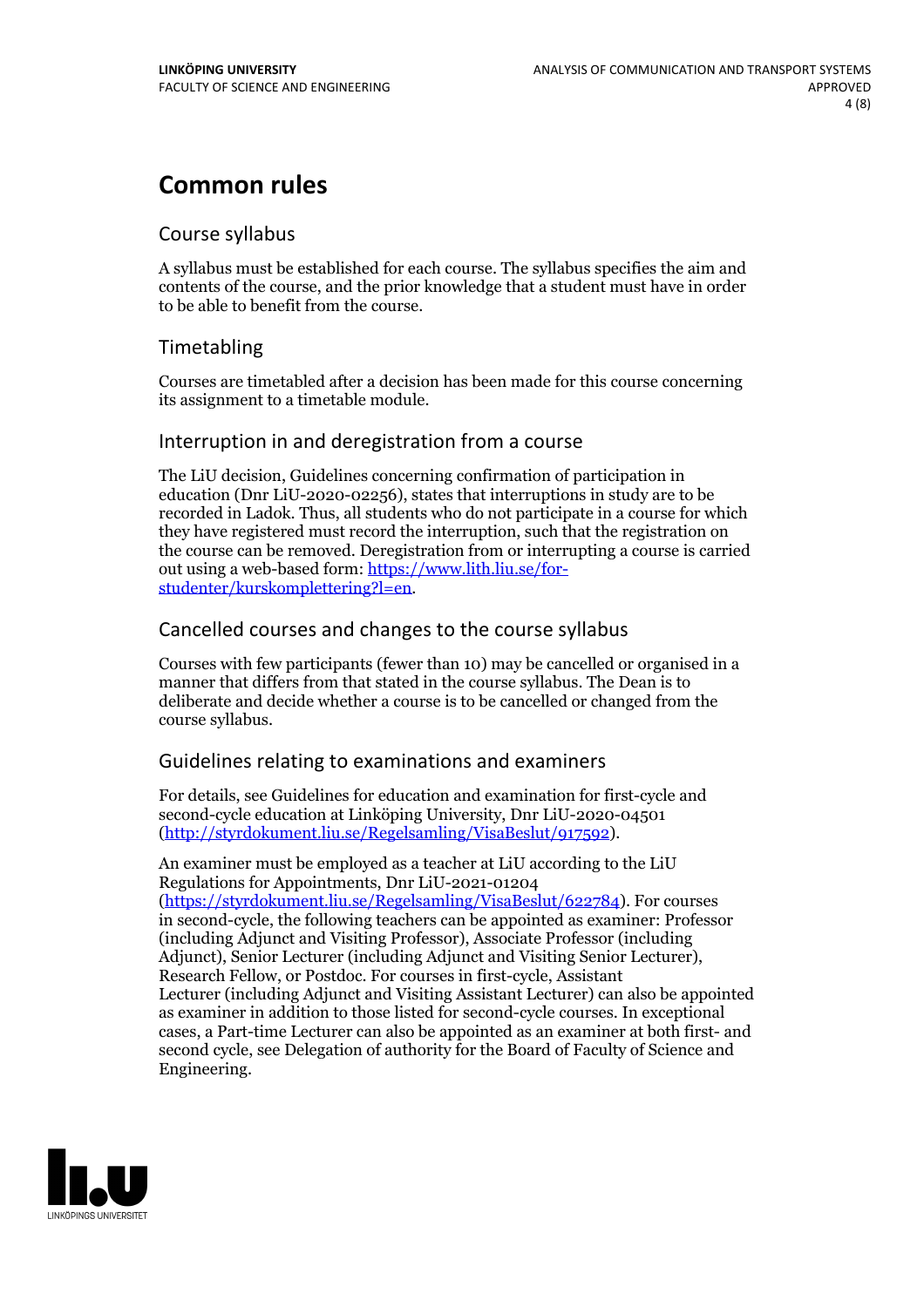# Common rules

## Course syllabus

A syllabus must be established for each course. The syllabus specifies the aim and contents of the course, and the prior knowledge that a student must have in order to be able to benefit from the course.

## Timetabling

Courses are timetabled after a decision has been made for this course concerning its assignment to a timetable module.

## Interruption in and deregistration from a course

The LiU decision, Guidelines concerning confirmation of participation in education (Dnr LiU-2020-02256), states that interruptions in study are to be recorded in Ladok. Thus, all students who do not participate in a course for which they have registered must record the interruption, such that the registration on the course can be removed. Deregistration from or interrupting a course is carried out using a web-based form: https://www.lith.liu.se/for-studenter/kurskomplettering?l=en.

## Cancelled courses and changes to the course syllabus

Courses with few participants (fewer than 10) may be cancelled or organised in a manner that differs from that stated in the course syllabus. The Dean is to deliberate and decide whether a course is to be cancelled or changed from the course syllabus.

## Guidelines relating to examinations and examiners

For details, see Guidelines for education and examination for first-cycle and second-cycle education at Linköping University, Dnr LiU-2020-04501 (http://styrdokument.liu.se/Regelsamling/VisaBeslut/917592).

An examiner must be employed as a teacher at LiU according to the LiU Regulations for Appointments, Dnr LiU-2021-01204 (https://styrdokument.liu.se/Regelsamling/VisaBeslut/622784). For courses in second-cycle, the following teachers can be appointed as examiner: Professor (including Adjunct and Visiting Professor), Associate Professor (including Adjunct), Senior Lecturer (including Adjunct and Visiting Senior Lecturer), Research Fellow, or Postdoc. For courses in first-cycle, Assistant Lecturer (including Adjunct and Visiting Assistant Lecturer) can also be appointed as examiner in addition to those listed for second-cycle courses. In exceptional cases, a Part-time Lecturer can also be appointed as an examiner at both first- and second cycle, see Delegation of authority for the Board of Faculty of Science and Engineering.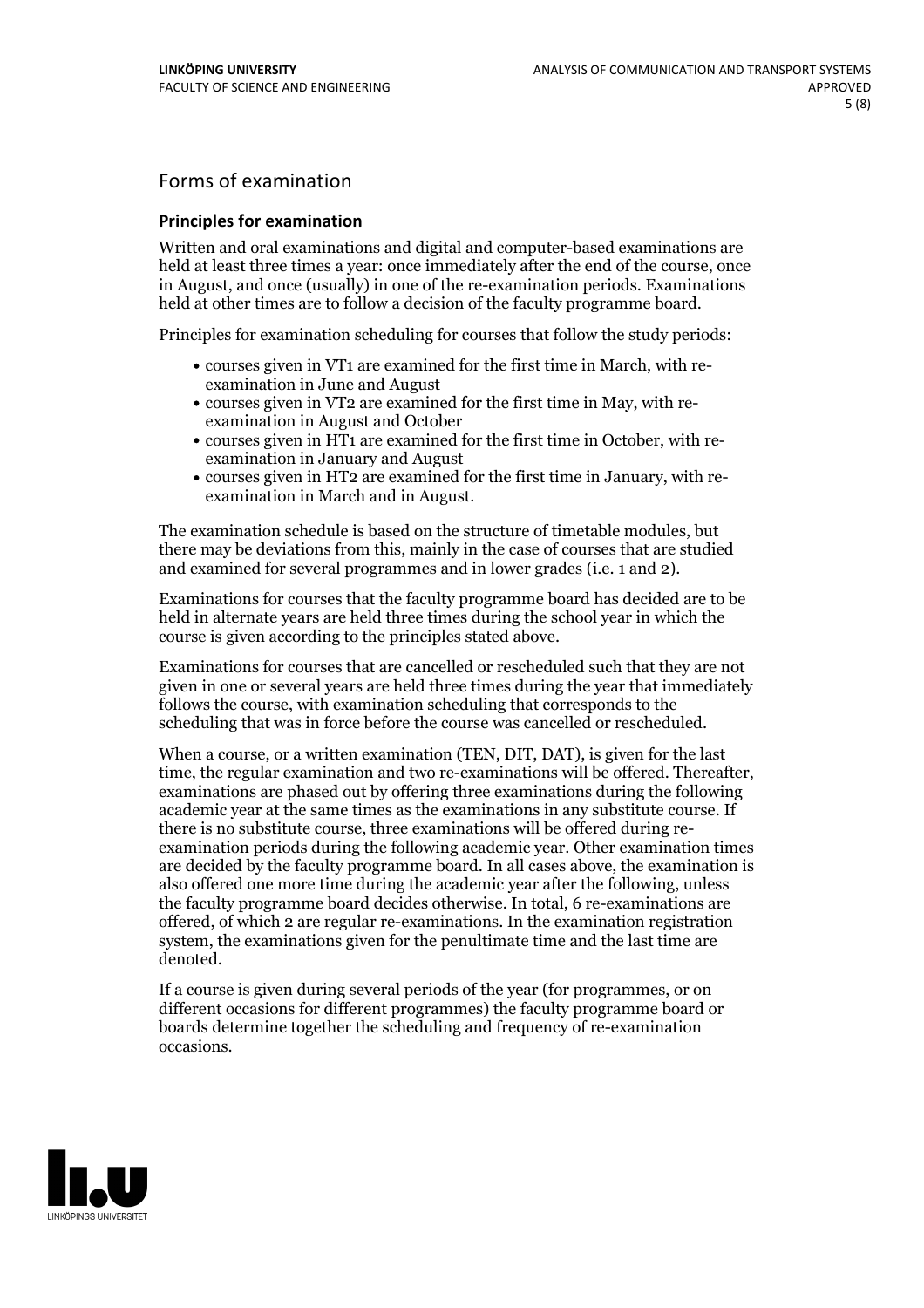## Forms of examination

### Principles for examination

Written and oral examinations and digital and computer-based examinations are held at least three times a year: once immediately after the end of the course, once in August, and once (usually) in one of the re-examination periods. Examinations held at other times are to follow a decision of the faculty programme board.

Principles for examination scheduling for courses that follow the study periods:

- courses given in VT1 are examined for the first time in March, with re-examination in June and August
- courses given in VT2 are examined for the first time in May, with re-examination in August and October
- courses given in HT1 are examined for the first time in October, with re-examination in January and August
- courses given in HT2 are examined for the first time in January, with re-examination in March and in August.

The examination schedule is based on the structure of timetable modules, but there may be deviations from this, mainly in the case of courses that are studied and examined for several programmes and in lower grades (i.e. 1 and 2).

Examinations for courses that the faculty programme board has decided are to be held in alternate years are held three times during the school year in which the course is given according to the principles stated above.

Examinations for courses that are cancelled or rescheduled such that they are not given in one or several years are held three times during the year that immediately follows the course, with examination scheduling that corresponds to the scheduling that was in force before the course was cancelled or rescheduled.

When a course, or a written examination (TEN, DIT, DAT), is given for the last time, the regular examination and two re-examinations will be offered. Thereafter, examinations are phased out by offering three examinations during the following academic year at the same times as the examinations in any substitute course. If there is no substitute course, three examinations will be offered during re-examination periods during the following academic year. Other examination times are decided by the faculty programme board. In all cases above, the examination is also offered one more time during the academic year after the following, unless the faculty programme board decides otherwise. In total, 6 re-examinations are offered, of which 2 are regular re-examinations. In the examination registration system, the examinations given for the penultimate time and the last time are denoted.

If a course is given during several periods of the year (for programmes, or on different occasions for different programmes) the faculty programme board or boards determine together the scheduling and frequency of re-examination occasions.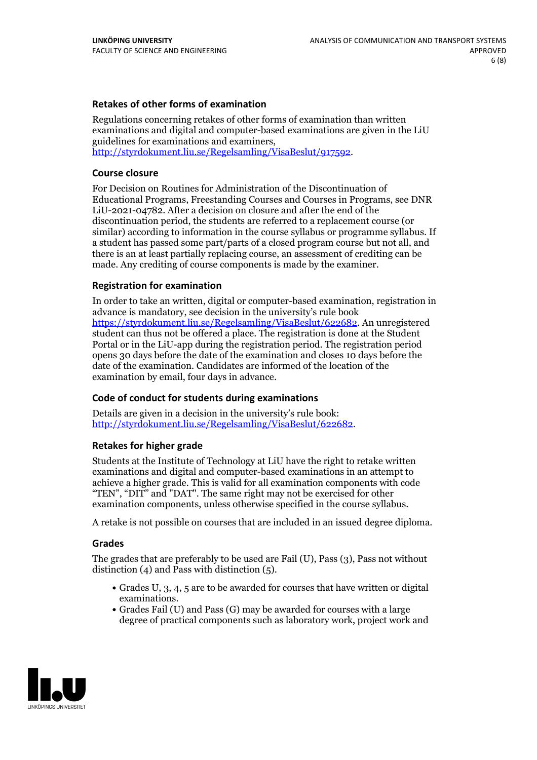### Retakes of other forms of examination

Regulations concerning retakes of other forms of examination than written examinations and digital and computer-based examinations are given in the LiU guidelines for examinations and examiners, http://styrdokument.liu.se/Regelsamling/VisaBeslut/917592.

### Course closure

For Decision on Routines for Administration of the Discontinuation of Educational Programs, Freestanding Courses and Courses in Programs, see DNR LiU-2021-04782. After a decision on closure and after the end of the discontinuation period, the students are referred to a replacement course (or similar) according to information in the course syllabus or programme syllabus. If a student has passed some part/parts of a closed program course but not all, and there is an at least partially replacing course, an assessment of crediting can be made. Any crediting of course components is made by the examiner.

### Registration for examination

In order to take an written, digital or computer-based examination, registration in advance is mandatory, see decision in the university's rule book https://styrdokument.liu.se/Regelsamling/VisaBeslut/622682. An unregistered student can thus not be offered a place. The registration is done at the Student Portal or in the LiU-app during the registration period. The registration period opens 30 days before the date of the examination and closes 10 days before the date of the examination. Candidates are informed of the location of the examination by email, four days in advance.

### Code of conduct for students during examinations

Details are given in a decision in the university's rule book: http://styrdokument.liu.se/Regelsamling/VisaBeslut/622682.

### Retakes for higher grade

Students at the Institute of Technology at LiU have the right to retake written examinations and digital and computer-based examinations in an attempt to achieve a higher grade. This is valid for all examination components with code "TEN", "DIT" and "DAT". The same right may not be exercised for other examination components, unless otherwise specified in the course syllabus.

A retake is not possible on courses that are included in an issued degree diploma.

### Grades

The grades that are preferably to be used are Fail (U), Pass (3), Pass not without distinction (4) and Pass with distinction (5).

- Grades U, 3, 4, 5 are to be awarded for courses that have written or digital examinations.
- Grades Fail (U) and Pass (G) may be awarded for courses with a large degree of practical components such as laboratory work, project work and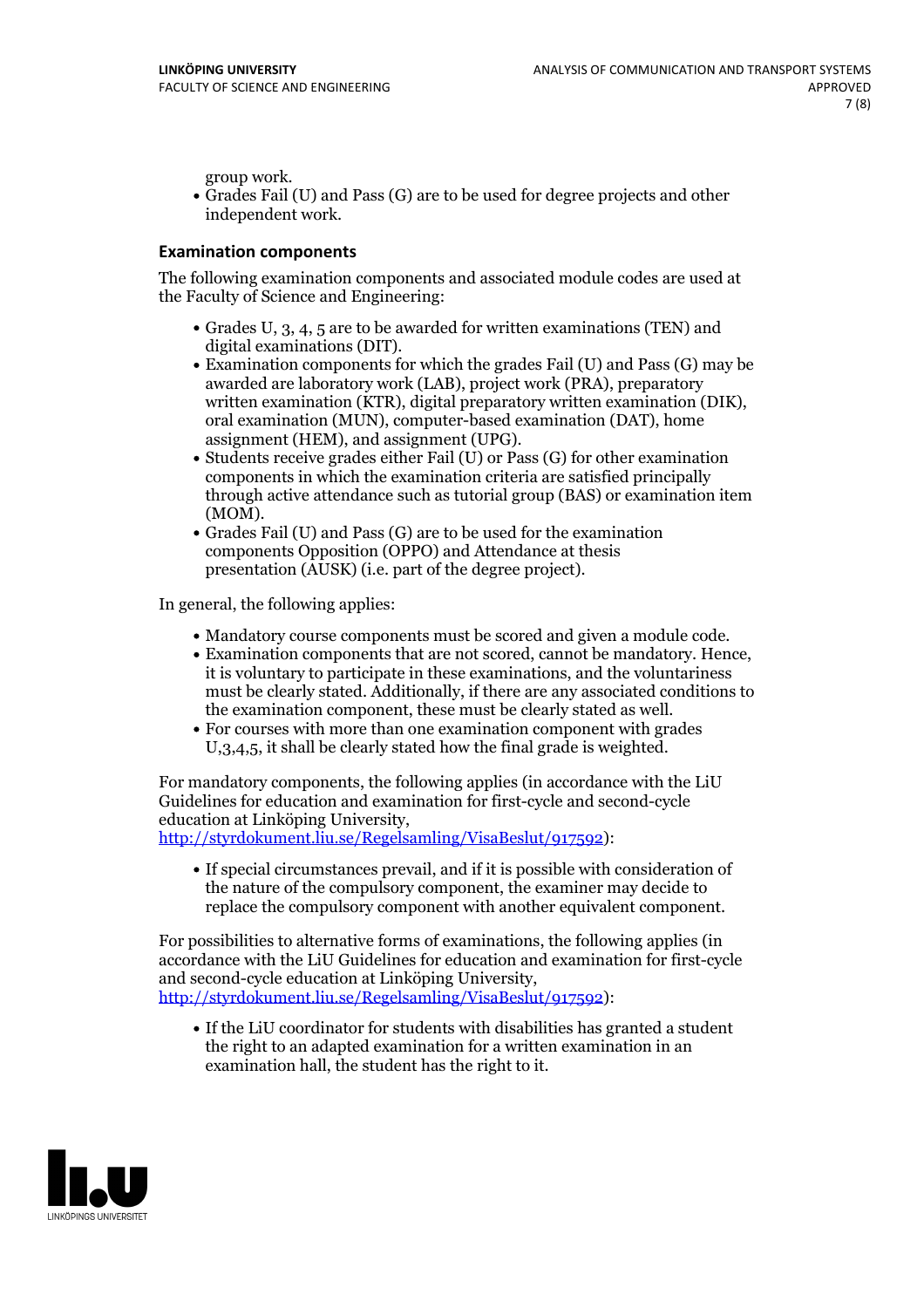group work.

- Grades Fail (U) and Pass (G) are to be used for degree projects and other independent work.

### Examination components

The following examination components and associated module codes are used at the Faculty of Science and Engineering:

- Grades U, 3, 4, 5 are to be awarded for written examinations (TEN) and digital examinations (DIT).
- Examination components for which the grades Fail (U) and Pass (G) may be awarded are laboratory work (LAB), project work (PRA), preparatory written examination (KTR), digital preparatory written examination (DIK), oral examination (MUN), computer-based examination (DAT), home assignment (HEM), and assignment (UPG).
- Students receive grades either Fail (U) or Pass (G) for other examination components in which the examination criteria are satisfied principally through active attendance such as tutorial group (BAS) or examination item (MOM).
- Grades Fail (U) and Pass (G) are to be used for the examination components Opposition (OPPO) and Attendance at thesis presentation (AUSK) (i.e. part of the degree project).

In general, the following applies:

- Mandatory course components must be scored and given a module code.
- Examination components that are not scored, cannot be mandatory. Hence, it is voluntary to participate in these examinations, and the voluntariness must be clearly stated. Additionally, if there are any associated conditions to the examination component, these must be clearly stated as well.
- For courses with more than one examination component with grades U,3,4,5, it shall be clearly stated how the final grade is weighted.

For mandatory components, the following applies (in accordance with the LiU Guidelines for education and examination for first-cycle and second-cycle education at Linköping University, http://styrdokument.liu.se/Regelsamling/VisaBeslut/917592):

- If special circumstances prevail, and if it is possible with consideration of the nature of the compulsory component, the examiner may decide to replace the compulsory component with another equivalent component.

For possibilities to alternative forms of examinations, the following applies (in accordance with the LiU Guidelines for education and examination for first-cycle and second-cycle education at Linköping University, http://styrdokument.liu.se/Regelsamling/VisaBeslut/917592):

- If the LiU coordinator for students with disabilities has granted a student the right to an adapted examination for a written examination in an examination hall, the student has the right to it.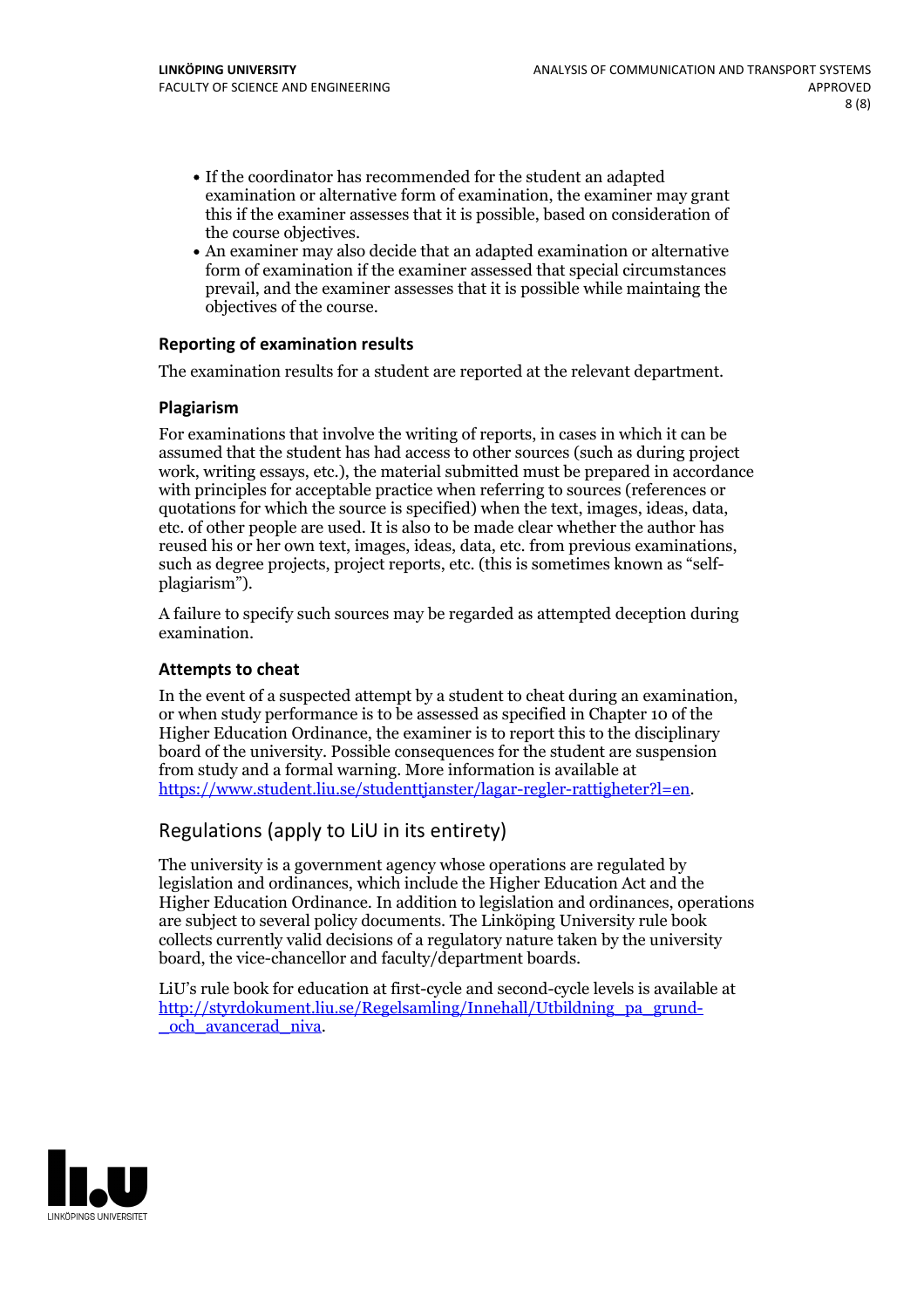- If the coordinator has recommended for the student an adapted examination or alternative form of examination, the examiner may grant this if the examiner assesses that it is possible, based on consideration of the course objectives.
- An examiner may also decide that an adapted examination or alternative form of examination if the examiner assessed that special circumstances prevail, and the examiner assesses that it is possible while maintaing the objectives of the course.

### Reporting of examination results

The examination results for a student are reported at the relevant department.

### Plagiarism

For examinations that involve the writing of reports, in cases in which it can be assumed that the student has had access to other sources (such as during project work, writing essays, etc.), the material submitted must be prepared in accordance with principles for acceptable practice when referring to sources (references or quotations for which the source is specified) when the text, images, ideas, data, etc. of other people are used. It is also to be made clear whether the author has reused his or her own text, images, ideas, data, etc. from previous examinations, such as degree projects, project reports, etc. (this is sometimes known as "self-plagiarism").

A failure to specify such sources may be regarded as attempted deception during examination.

### Attempts to cheat

In the event of a suspected attempt by a student to cheat during an examination, or when study performance is to be assessed as specified in Chapter 10 of the Higher Education Ordinance, the examiner is to report this to the disciplinary board of the university. Possible consequences for the student are suspension from study and a formal warning. More information is available at https://www.student.liu.se/studenttjanster/lagar-regler-rattigheter?l=en.

## Regulations (apply to LiU in its entirety)

The university is a government agency whose operations are regulated by legislation and ordinances, which include the Higher Education Act and the Higher Education Ordinance. In addition to legislation and ordinances, operations are subject to several policy documents. The Linköping University rule book collects currently valid decisions of a regulatory nature taken by the university board, the vice-chancellor and faculty/department boards.

LiU's rule book for education at first-cycle and second-cycle levels is available at http://styrdokument.liu.se/Regelsamling/Innehall/Utbildning_pa_grund-_och_avancerad_niva.